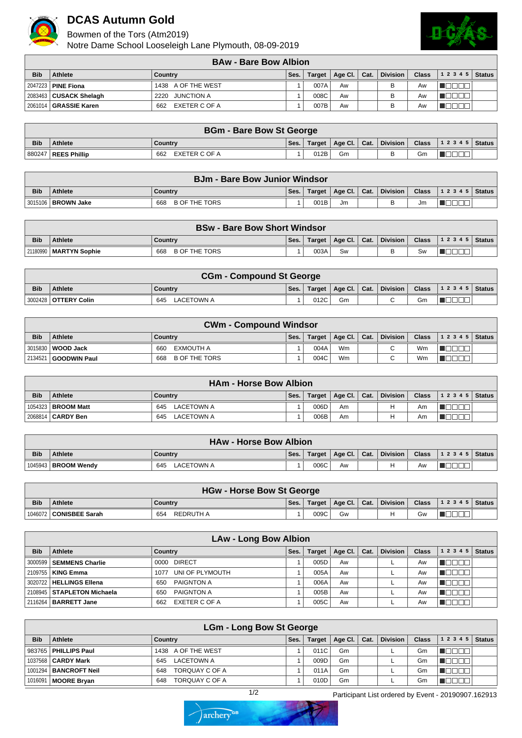# DCAS Autumn Gold

Bowmen of the Tors (Atm2019)
Notre Dame School Looseleigh Lane Plymouth, 08-09-2019

## BAw - Bare Bow Albion

| Bib | Athlete | Country | Ses. | Target | Age Cl. | Cat. | Division | Class | 1 2 3 4 5 | Status |
|---|---|---|---|---|---|---|---|---|---|---|
| 2047223 | **PINE Fiona** | 1438 A OF THE WEST | 1 | 007A | Aw | | B | Aw | ■□□□□ | |
| 2083463 | **CUSACK Shelagh** | 2220 JUNCTION A | 1 | 008C | Aw | | B | Aw | ■□□□□ | |
| 2061014 | **GRASSIE Karen** | 662 EXETER C OF A | 1 | 007B | Aw | | B | Aw | ■□□□□ | |

## BGm - Bare Bow St George

| Bib | Athlete | Country | Ses. | Target | Age Cl. | Cat. | Division | Class | 1 2 3 4 5 | Status |
|---|---|---|---|---|---|---|---|---|---|---|
| 880247 | **REES Phillip** | 662 EXETER C OF A | 1 | 012B | Gm | | B | Gm | ■□□□□ | |

## BJm - Bare Bow Junior Windsor

| Bib | Athlete | Country | Ses. | Target | Age Cl. | Cat. | Division | Class | 1 2 3 4 5 | Status |
|---|---|---|---|---|---|---|---|---|---|---|
| 3015106 | **BROWN Jake** | 668 B OF THE TORS | 1 | 001B | Jm | | B | Jm | ■□□□□ | |

## BSw - Bare Bow Short Windsor

| Bib | Athlete | Country | Ses. | Target | Age Cl. | Cat. | Division | Class | 1 2 3 4 5 | Status |
|---|---|---|---|---|---|---|---|---|---|---|
| 21180990 | **MARTYN Sophie** | 668 B OF THE TORS | 1 | 003A | Sw | | B | Sw | ■□□□□ | |

## CGm - Compound St George

| Bib | Athlete | Country | Ses. | Target | Age Cl. | Cat. | Division | Class | 1 2 3 4 5 | Status |
|---|---|---|---|---|---|---|---|---|---|---|
| 3002428 | **OTTERY Colin** | 645 LACETOWN A | 1 | 012C | Gm | | C | Gm | ■□□□□ | |

## CWm - Compound Windsor

| Bib | Athlete | Country | Ses. | Target | Age Cl. | Cat. | Division | Class | 1 2 3 4 5 | Status |
|---|---|---|---|---|---|---|---|---|---|---|
| 3015830 | **WOOD Jack** | 660 EXMOUTH A | 1 | 004A | Wm | | C | Wm | ■□□□□ | |
| 2134521 | **GOODWIN Paul** | 668 B OF THE TORS | 1 | 004C | Wm | | C | Wm | ■□□□□ | |

## HAm - Horse Bow Albion

| Bib | Athlete | Country | Ses. | Target | Age Cl. | Cat. | Division | Class | 1 2 3 4 5 | Status |
|---|---|---|---|---|---|---|---|---|---|---|
| 1054323 | **BROOM Matt** | 645 LACETOWN A | 1 | 006D | Am | | H | Am | ■□□□□ | |
| 2068814 | **CARDY Ben** | 645 LACETOWN A | 1 | 006B | Am | | H | Am | ■□□□□ | |

## HAw - Horse Bow Albion

| Bib | Athlete | Country | Ses. | Target | Age Cl. | Cat. | Division | Class | 1 2 3 4 5 | Status |
|---|---|---|---|---|---|---|---|---|---|---|
| 1045943 | **BROOM Wendy** | 645 LACETOWN A | 1 | 006C | Aw | | H | Aw | ■□□□□ | |

## HGw - Horse Bow St George

| Bib | Athlete | Country | Ses. | Target | Age Cl. | Cat. | Division | Class | 1 2 3 4 5 | Status |
|---|---|---|---|---|---|---|---|---|---|---|
| 1046072 | **CONISBEE Sarah** | 654 REDRUTH A | 1 | 009C | Gw | | H | Gw | ■□□□□ | |

## LAw - Long Bow Albion

| Bib | Athlete | Country | Ses. | Target | Age Cl. | Cat. | Division | Class | 1 2 3 4 5 | Status |
|---|---|---|---|---|---|---|---|---|---|---|
| 3000599 | **SEMMENS Charlie** | 0000 DIRECT | 1 | 005D | Aw | | L | Aw | ■□□□□ | |
| 2109755 | **KING Emma** | 1077 UNI OF PLYMOUTH | 1 | 005A | Aw | | L | Aw | ■□□□□ | |
| 3020722 | **HELLINGS Ellena** | 650 PAIGNTON A | 1 | 006A | Aw | | L | Aw | ■□□□□ | |
| 2108945 | **STAPLETON Michaela** | 650 PAIGNTON A | 1 | 005B | Aw | | L | Aw | ■□□□□ | |
| 2116264 | **BARRETT Jane** | 662 EXETER C OF A | 1 | 005C | Aw | | L | Aw | ■□□□□ | |

## LGm - Long Bow St George

| Bib | Athlete | Country | Ses. | Target | Age Cl. | Cat. | Division | Class | 1 2 3 4 5 | Status |
|---|---|---|---|---|---|---|---|---|---|---|
| 983765 | **PHILLIPS Paul** | 1438 A OF THE WEST | 1 | 011C | Gm | | L | Gm | ■□□□□ | |
| 1037568 | **CARDY Mark** | 645 LACETOWN A | 1 | 009D | Gm | | L | Gm | ■□□□□ | |
| 1001294 | **BANCROFT Neil** | 648 TORQUAY C OF A | 1 | 011A | Gm | | L | Gm | ■□□□□ | |
| 1016091 | **MOORE Bryan** | 648 TORQUAY C OF A | 1 | 010D | Gm | | L | Gm | ■□□□□ | |

Participant List ordered by Event - 20190907.162913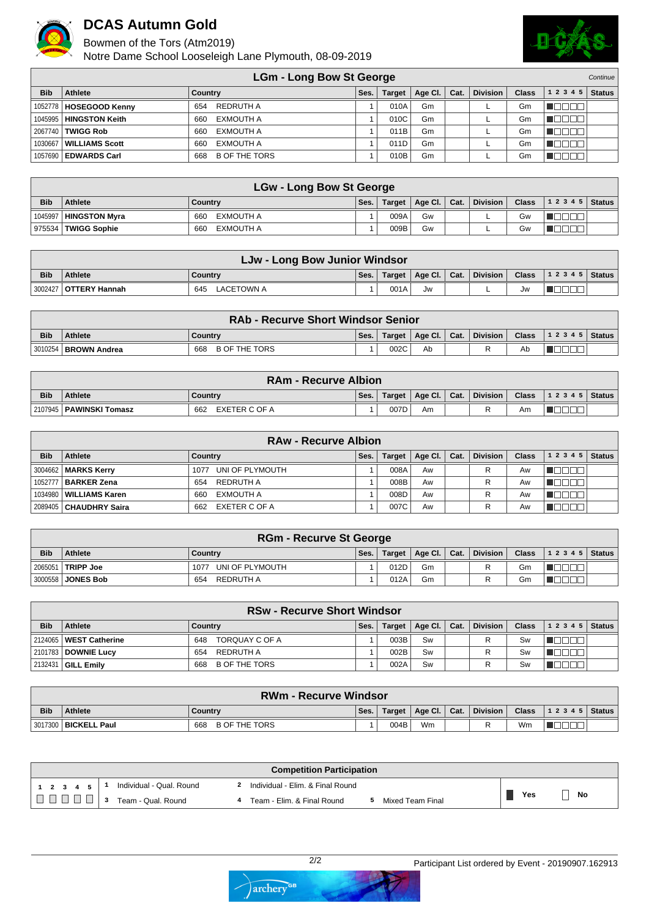# DCAS Autumn Gold

Bowmen of the Tors (Atm2019)

Notre Dame School Looseleigh Lane Plymouth, 08-09-2019

## LGm - Long Bow St George

*Continue*

| Bib | Athlete | Country | Ses. | Target | Age Cl. | Cat. | Division | Class | 1 2 3 4 5 | Status |
|---|---|---|---|---|---|---|---|---|---|---|
| 1052778 | **HOSEGOOD Kenny** | 654 REDRUTH A | 1 | 010A | Gm | | L | Gm | ■□□□□ | |
| 1045995 | **HINGSTON Keith** | 660 EXMOUTH A | 1 | 010C | Gm | | L | Gm | ■□□□□ | |
| 2067740 | **TWIGG Rob** | 660 EXMOUTH A | 1 | 011B | Gm | | L | Gm | ■□□□□ | |
| 1030667 | **WILLIAMS Scott** | 660 EXMOUTH A | 1 | 011D | Gm | | L | Gm | ■□□□□ | |
| 1057690 | **EDWARDS Carl** | 668 B OF THE TORS | 1 | 010B | Gm | | L | Gm | ■□□□□ | |

## LGw - Long Bow St George

| Bib | Athlete | Country | Ses. | Target | Age Cl. | Cat. | Division | Class | 1 2 3 4 5 | Status |
|---|---|---|---|---|---|---|---|---|---|---|
| 1045997 | **HINGSTON Myra** | 660 EXMOUTH A | 1 | 009A | Gw | | L | Gw | ■□□□□ | |
| 975534 | **TWIGG Sophie** | 660 EXMOUTH A | 1 | 009B | Gw | | L | Gw | ■□□□□ | |

## LJw - Long Bow Junior Windsor

| Bib | Athlete | Country | Ses. | Target | Age Cl. | Cat. | Division | Class | 1 2 3 4 5 | Status |
|---|---|---|---|---|---|---|---|---|---|---|
| 3002427 | **OTTERY Hannah** | 645 LACETOWN A | 1 | 001A | Jw | | L | Jw | ■□□□□ | |

## RAb - Recurve Short Windsor Senior

| Bib | Athlete | Country | Ses. | Target | Age Cl. | Cat. | Division | Class | 1 2 3 4 5 | Status |
|---|---|---|---|---|---|---|---|---|---|---|
| 3010254 | **BROWN Andrea** | 668 B OF THE TORS | 1 | 002C | Ab | | R | Ab | ■□□□□ | |

## RAm - Recurve Albion

| Bib | Athlete | Country | Ses. | Target | Age Cl. | Cat. | Division | Class | 1 2 3 4 5 | Status |
|---|---|---|---|---|---|---|---|---|---|---|
| 2107945 | **PAWINSKI Tomasz** | 662 EXETER C OF A | 1 | 007D | Am | | R | Am | ■□□□□ | |

## RAw - Recurve Albion

| Bib | Athlete | Country | Ses. | Target | Age Cl. | Cat. | Division | Class | 1 2 3 4 5 | Status |
|---|---|---|---|---|---|---|---|---|---|---|
| 3004662 | **MARKS Kerry** | 1077 UNI OF PLYMOUTH | 1 | 008A | Aw | | R | Aw | ■□□□□ | |
| 1052777 | **BARKER Zena** | 654 REDRUTH A | 1 | 008B | Aw | | R | Aw | ■□□□□ | |
| 1034980 | **WILLIAMS Karen** | 660 EXMOUTH A | 1 | 008D | Aw | | R | Aw | ■□□□□ | |
| 2089405 | **CHAUDHRY Saira** | 662 EXETER C OF A | 1 | 007C | Aw | | R | Aw | ■□□□□ | |

## RGm - Recurve St George

| Bib | Athlete | Country | Ses. | Target | Age Cl. | Cat. | Division | Class | 1 2 3 4 5 | Status |
|---|---|---|---|---|---|---|---|---|---|---|
| 2065051 | **TRIPP Joe** | 1077 UNI OF PLYMOUTH | 1 | 012D | Gm | | R | Gm | ■□□□□ | |
| 3000558 | **JONES Bob** | 654 REDRUTH A | 1 | 012A | Gm | | R | Gm | ■□□□□ | |

## RSw - Recurve Short Windsor

| Bib | Athlete | Country | Ses. | Target | Age Cl. | Cat. | Division | Class | 1 2 3 4 5 | Status |
|---|---|---|---|---|---|---|---|---|---|---|
| 2124065 | **WEST Catherine** | 648 TORQUAY C OF A | 1 | 003B | Sw | | R | Sw | ■□□□□ | |
| 2101783 | **DOWNIE Lucy** | 654 REDRUTH A | 1 | 002B | Sw | | R | Sw | ■□□□□ | |
| 2132431 | **GILL Emily** | 668 B OF THE TORS | 1 | 002A | Sw | | R | Sw | ■□□□□ | |

## RWm - Recurve Windsor

| Bib | Athlete | Country | Ses. | Target | Age Cl. | Cat. | Division | Class | 1 2 3 4 5 | Status |
|---|---|---|---|---|---|---|---|---|---|---|
| 3017300 | **BICKELL Paul** | 668 B OF THE TORS | 1 | 004B | Wm | | R | Wm | ■□□□□ | |

## Competition Participation

| | | |
|---|---|---|
| 1 Individual - Qual. Round | 2 Individual - Elim. & Final Round | ■ Yes |
| 3 Team - Qual. Round | 4 Team - Elim. & Final Round | 5 Mixed Team Final | □ No |

Participant List ordered by Event - 20190907.162913